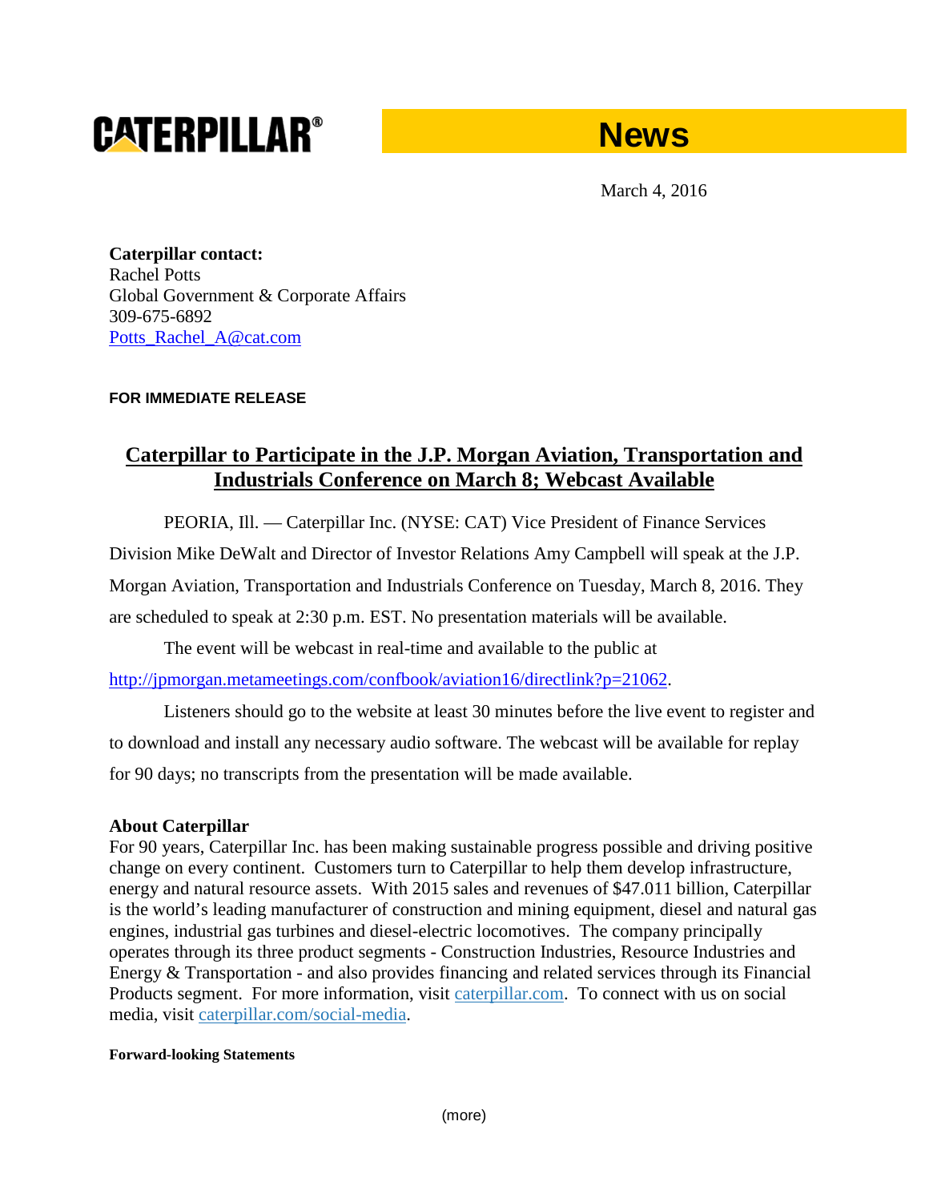**CATERPILLAR®** **News**

March 4, 2016

**Caterpillar contact:**
Rachel Potts
Global Government & Corporate Affairs
309-675-6892
[Potts_Rachel_A@cat.com](mailto:Potts_Rachel_A@cat.com)

**FOR IMMEDIATE RELEASE**

# Caterpillar to Participate in the J.P. Morgan Aviation, Transportation and Industrials Conference on March 8; Webcast Available

PEORIA, Ill. — Caterpillar Inc. (NYSE: CAT) Vice President of Finance Services Division Mike DeWalt and Director of Investor Relations Amy Campbell will speak at the J.P. Morgan Aviation, Transportation and Industrials Conference on Tuesday, March 8, 2016. They are scheduled to speak at 2:30 p.m. EST. No presentation materials will be available.

The event will be webcast in real-time and available to the public at [http://jpmorgan.metameetings.com/confbook/aviation16/directlink?p=21062](http://jpmorgan.metameetings.com/confbook/aviation16/directlink?p=21062).

Listeners should go to the website at least 30 minutes before the live event to register and to download and install any necessary audio software. The webcast will be available for replay for 90 days; no transcripts from the presentation will be made available.

**About Caterpillar**

For 90 years, Caterpillar Inc. has been making sustainable progress possible and driving positive change on every continent. Customers turn to Caterpillar to help them develop infrastructure, energy and natural resource assets. With 2015 sales and revenues of $47.011 billion, Caterpillar is the world's leading manufacturer of construction and mining equipment, diesel and natural gas engines, industrial gas turbines and diesel-electric locomotives. The company principally operates through its three product segments - Construction Industries, Resource Industries and Energy & Transportation - and also provides financing and related services through its Financial Products segment. For more information, visit [caterpillar.com](http://caterpillar.com). To connect with us on social media, visit [caterpillar.com/social-media](http://caterpillar.com/social-media).

**Forward-looking Statements**

(more)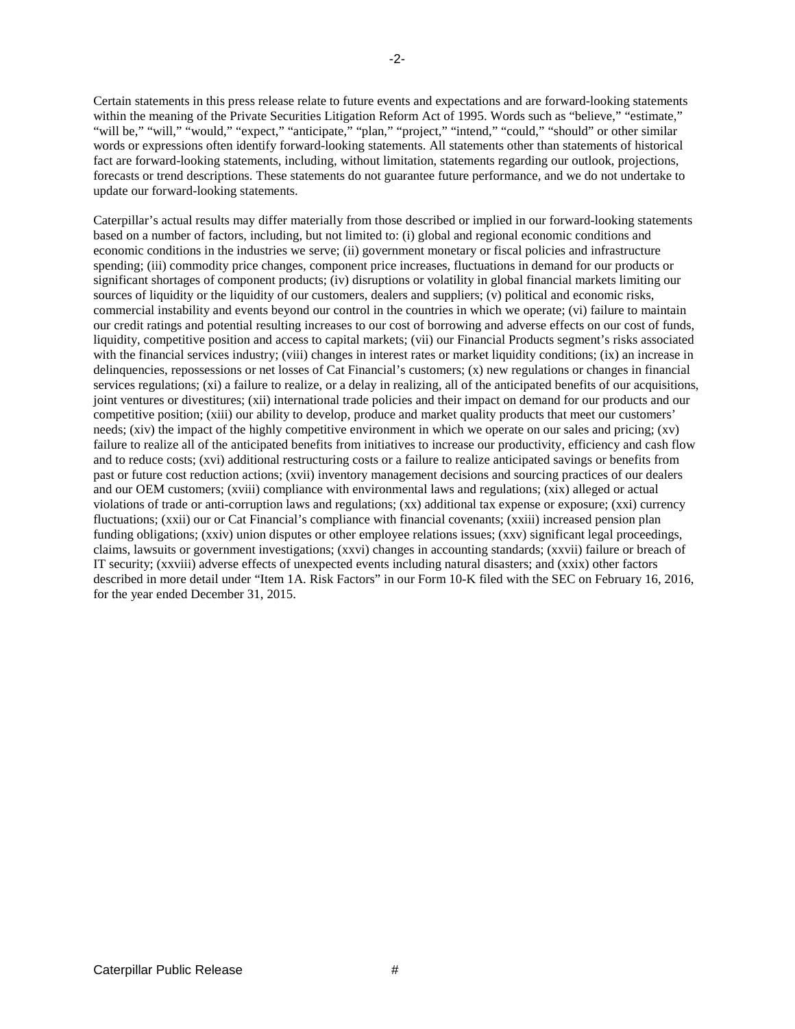Certain statements in this press release relate to future events and expectations and are forward-looking statements within the meaning of the Private Securities Litigation Reform Act of 1995. Words such as "believe," "estimate," "will be," "will," "would," "expect," "anticipate," "plan," "project," "intend," "could," "should" or other similar words or expressions often identify forward-looking statements. All statements other than statements of historical fact are forward-looking statements, including, without limitation, statements regarding our outlook, projections, forecasts or trend descriptions. These statements do not guarantee future performance, and we do not undertake to update our forward-looking statements.

Caterpillar's actual results may differ materially from those described or implied in our forward-looking statements based on a number of factors, including, but not limited to: (i) global and regional economic conditions and economic conditions in the industries we serve; (ii) government monetary or fiscal policies and infrastructure spending; (iii) commodity price changes, component price increases, fluctuations in demand for our products or significant shortages of component products; (iv) disruptions or volatility in global financial markets limiting our sources of liquidity or the liquidity of our customers, dealers and suppliers; (v) political and economic risks, commercial instability and events beyond our control in the countries in which we operate; (vi) failure to maintain our credit ratings and potential resulting increases to our cost of borrowing and adverse effects on our cost of funds, liquidity, competitive position and access to capital markets; (vii) our Financial Products segment's risks associated with the financial services industry; (viii) changes in interest rates or market liquidity conditions; (ix) an increase in delinquencies, repossessions or net losses of Cat Financial's customers; (x) new regulations or changes in financial services regulations; (xi) a failure to realize, or a delay in realizing, all of the anticipated benefits of our acquisitions, joint ventures or divestitures; (xii) international trade policies and their impact on demand for our products and our competitive position; (xiii) our ability to develop, produce and market quality products that meet our customers' needs; (xiv) the impact of the highly competitive environment in which we operate on our sales and pricing; (xv) failure to realize all of the anticipated benefits from initiatives to increase our productivity, efficiency and cash flow and to reduce costs; (xvi) additional restructuring costs or a failure to realize anticipated savings or benefits from past or future cost reduction actions; (xvii) inventory management decisions and sourcing practices of our dealers and our OEM customers; (xviii) compliance with environmental laws and regulations; (xix) alleged or actual violations of trade or anti-corruption laws and regulations; (xx) additional tax expense or exposure; (xxi) currency fluctuations; (xxii) our or Cat Financial's compliance with financial covenants; (xxiii) increased pension plan funding obligations; (xxiv) union disputes or other employee relations issues; (xxv) significant legal proceedings, claims, lawsuits or government investigations; (xxvi) changes in accounting standards; (xxvii) failure or breach of IT security; (xxviii) adverse effects of unexpected events including natural disasters; and (xxix) other factors described in more detail under "Item 1A. Risk Factors" in our Form 10-K filed with the SEC on February 16, 2016, for the year ended December 31, 2015.

#